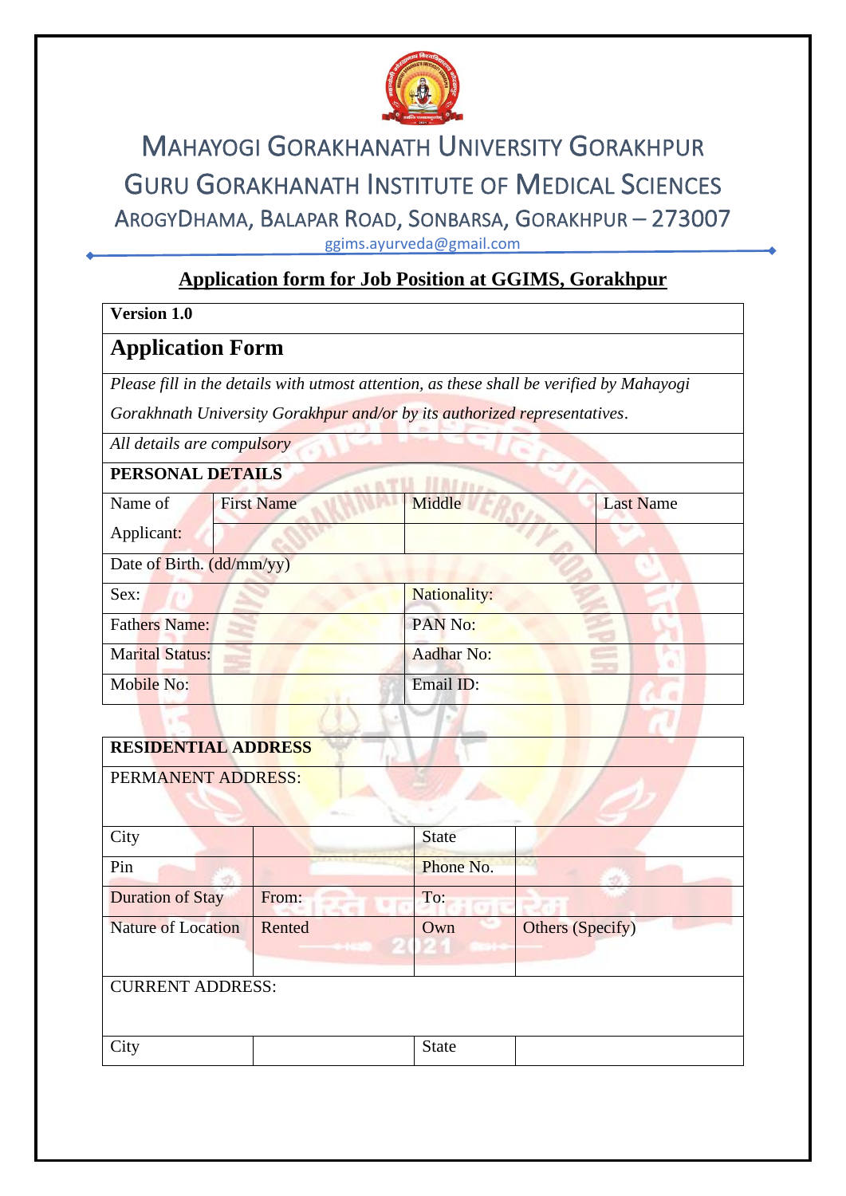# MAHAYOGI GORAKHANATH UNIVERSITY GORAKHPUR

# GURU GORAKHANATH INSTITUTE OF MEDICAL SCIENCES

AROGYDHAMA, BALAPAR ROAD, SONBARSA, GORAKHPUR – 273007

ggims.ayurveda@gmail.com

## Application form for Job Position at GGIMS, Gorakhpur

**Version 1.0**

## Application Form

*Please fill in the details with utmost attention, as these shall be verified by Mahayogi Gorakhnath University Gorakhpur and/or by its authorized representatives.*

*All details are compulsory*

**PERSONAL DETAILS**

| Name of Applicant: | First Name | Middle | Last Name |
|---|---|---|---|
| | | | |
| Date of Birth. (dd/mm/yy) | | | |
| Sex: | | Nationality: | |
| Fathers Name: | | PAN No: | |
| Marital Status: | | Aadhar No: | |
| Mobile No: | | Email ID: | |

**RESIDENTIAL ADDRESS**

PERMANENT ADDRESS:

| City | | State | |
|---|---|---|---|
| Pin | | Phone No. | |
| Duration of Stay | From: | To: | |
| Nature of Location | Rented | Own | Others (Specify) |

CURRENT ADDRESS:

| City | | State | |
|---|---|---|---|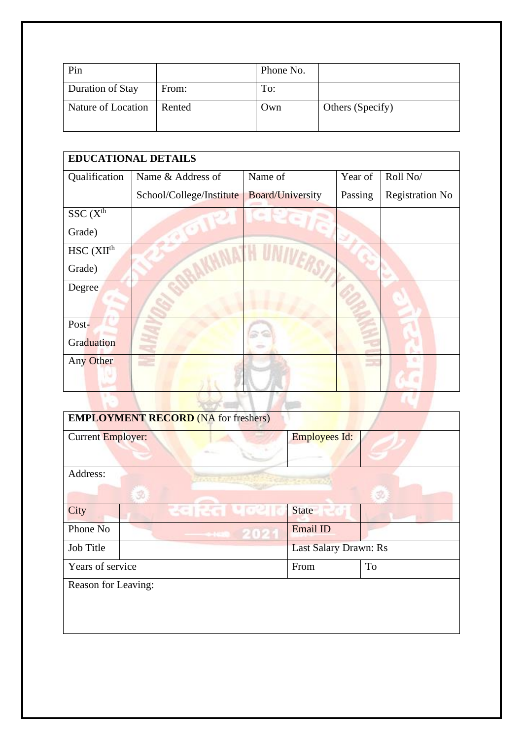| Pin | | Phone No. | |
|---|---|---|---|
| Duration of Stay | From: | To: | |
| Nature of Location | Rented | Own | Others (Specify) |

| EDUCATIONAL DETAILS | | | | |
|---|---|---|---|---|
| Qualification | Name & Address of School/College/Institute | Name of Board/University | Year of Passing | Roll No/ Registration No |
| SSC ($X^{th}$ Grade) | | | | |
| HSC ($XII^{th}$ Grade) | | | | |
| Degree | | | | |
| Post-Graduation | | | | |
| Any Other | | | | |

| **EMPLOYMENT RECORD** (NA for freshers) | | | |
|---|---|---|---|
| Current Employer: | | Employees Id: | |
| Address: | | | |
| City | | State | |
| Phone No | | Email ID | |
| Job Title | | Last Salary Drawn: Rs | |
| Years of service | | From | To |
| Reason for Leaving: | | | |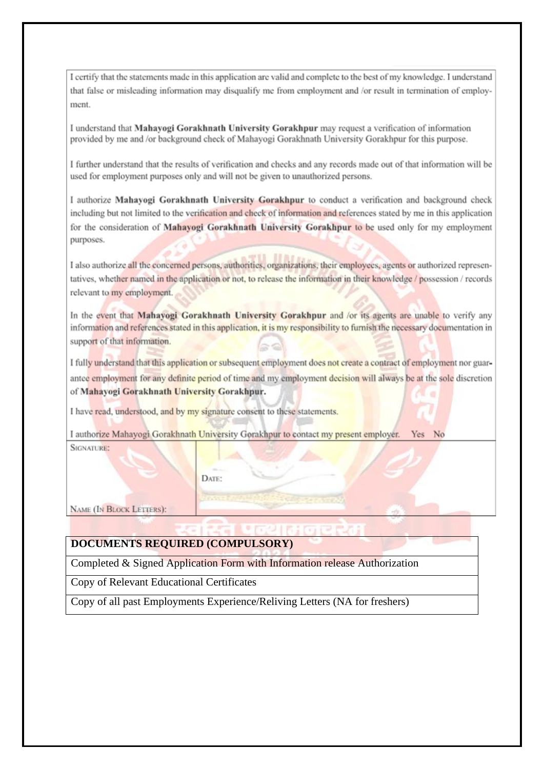I certify that the statements made in this application are valid and complete to the best of my knowledge. I understand that false or misleading information may disqualify me from employment and /or result in termination of employment.

I understand that **Mahayogi Gorakhnath University Gorakhpur** may request a verification of information provided by me and /or background check of Mahayogi Gorakhnath University Gorakhpur for this purpose.

I further understand that the results of verification and checks and any records made out of that information will be used for employment purposes only and will not be given to unauthorized persons.

I authorize **Mahayogi Gorakhnath University Gorakhpur** to conduct a verification and background check including but not limited to the verification and check of information and references stated by me in this application for the consideration of **Mahayogi Gorakhnath University Gorakhpur** to be used only for my employment purposes.

I also authorize all the concerned persons, authorities, organizations, their employees, agents or authorized representatives, whether named in the application or not, to release the information in their knowledge / possession / records relevant to my employment.

In the event that **Mahayogi Gorakhnath University Gorakhpur** and /or its agents are unable to verify any information and references stated in this application, it is my responsibility to furnish the necessary documentation in support of that information.

I fully understand that this application or subsequent employment does not create a contract of employment nor guarantee employment for any definite period of time and my employment decision will always be at the sole discretion of **Mahayogi Gorakhnath University Gorakhpur.**

I have read, understood, and by my signature consent to these statements.

I authorize Mahayogi Gorakhnath University Gorakhpur to contact my present employer. Yes No

| | |
|---|---|
| SIGNATURE: | DATE: |
| NAME (IN BLOCK LETTERS): | |

| **DOCUMENTS REQUIRED (COMPULSORY)** |
|---|
| Completed & Signed Application Form with Information release Authorization |
| Copy of Relevant Educational Certificates |
| Copy of all past Employments Experience/Reliving Letters (NA for freshers) |